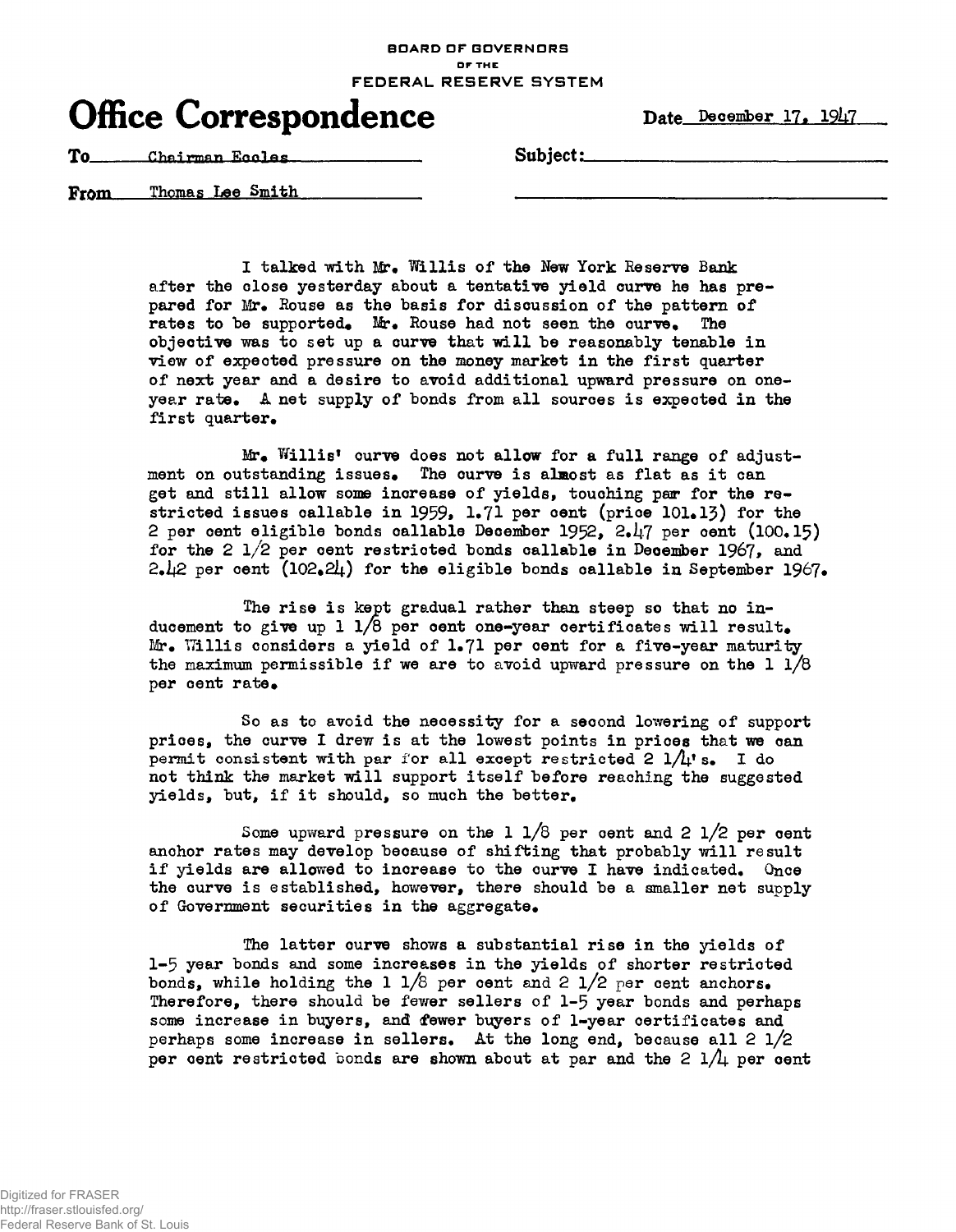BOARD OF GOVERNORS
OF THE
FEDERAL RESERVE SYSTEM

# Office Correspondence

Date December 17, 1947

To Chairman Eccles

Subject:

From Thomas Lee Smith

I talked with Mr. Willis of the New York Reserve Bank after the close yesterday about a tentative yield curve he has prepared for Mr. Rouse as the basis for discussion of the pattern of rates to be supported. Mr. Rouse had not seen the curve. The objective was to set up a curve that will be reasonably tenable in view of expected pressure on the money market in the first quarter of next year and a desire to avoid additional upward pressure on one-year rate. A net supply of bonds from all sources is expected in the first quarter.

Mr. Willis' curve does not allow for a full range of adjustment on outstanding issues. The curve is almost as flat as it can get and still allow some increase of yields, touching par for the restricted issues callable in 1959, 1.71 per cent (price 101.13) for the 2 per cent eligible bonds callable December 1952, 2.47 per cent (100.15) for the 2 1/2 per cent restricted bonds callable in December 1967, and 2.42 per cent (102.24) for the eligible bonds callable in September 1967.

The rise is kept gradual rather than steep so that no inducement to give up 1 1/8 per cent one-year certificates will result. Mr. Willis considers a yield of 1.71 per cent for a five-year maturity the maximum permissible if we are to avoid upward pressure on the 1 1/8 per cent rate.

So as to avoid the necessity for a second lowering of support prices, the curve I drew is at the lowest points in prices that we can permit consistent with par for all except restricted 2 1/4's. I do not think the market will support itself before reaching the suggested yields, but, if it should, so much the better.

Some upward pressure on the 1 1/8 per cent and 2 1/2 per cent anchor rates may develop because of shifting that probably will result if yields are allowed to increase to the curve I have indicated. Once the curve is established, however, there should be a smaller net supply of Government securities in the aggregate.

The latter curve shows a substantial rise in the yields of 1-5 year bonds and some increases in the yields of shorter restricted bonds, while holding the 1 1/8 per cent and 2 1/2 per cent anchors. Therefore, there should be fewer sellers of 1-5 year bonds and perhaps some increase in buyers, and fewer buyers of 1-year certificates and perhaps some increase in sellers. At the long end, because all 2 1/2 per cent restricted bonds are shown about at par and the 2 1/4 per cent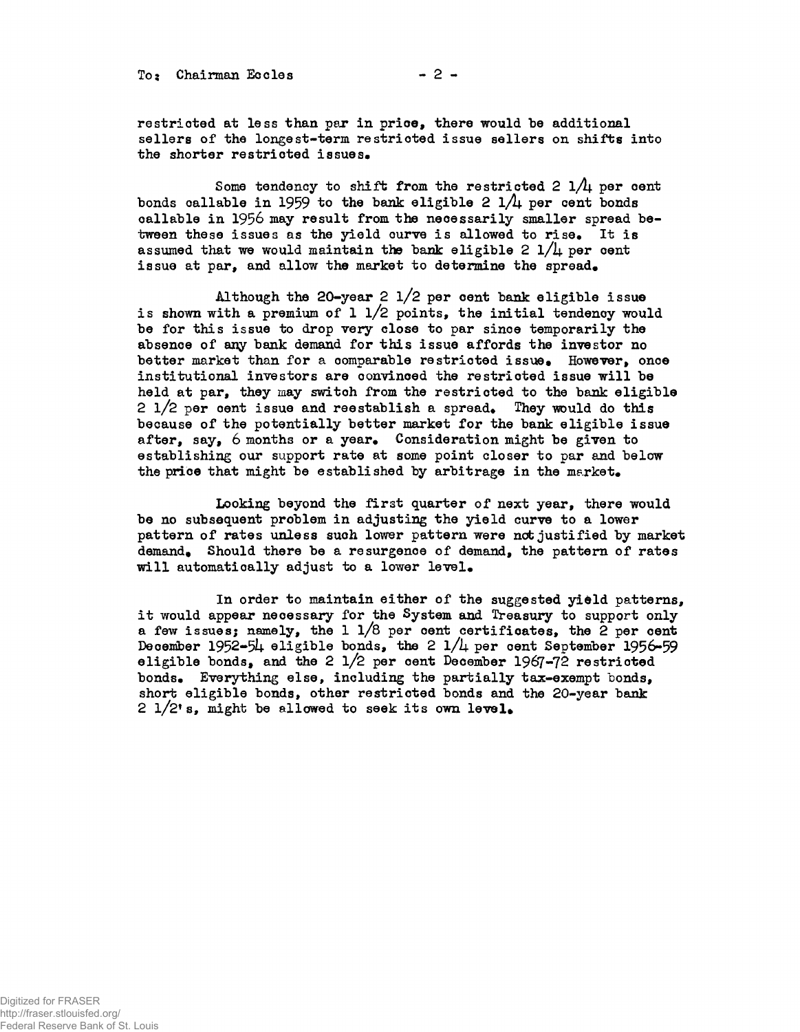To: Chairman Eccles

restricted at less than par in price, there would be additional sellers of the longest-term restricted issue sellers on shifts into the shorter restricted issues.

Some tendency to shift from the restricted 2 1/4 per cent bonds callable in 1959 to the bank eligible 2 1/4 per cent bonds callable in 1956 may result from the necessarily smaller spread between these issues as the yield curve is allowed to rise. It is assumed that we would maintain the bank eligible 2 1/4 per cent issue at par, and allow the market to determine the spread.

Although the 20-year 2 1/2 per cent bank eligible issue is shown with a premium of 1 1/2 points, the initial tendency would be for this issue to drop very close to par since temporarily the absence of any bank demand for this issue affords the investor no better market than for a comparable restricted issue. However, once institutional investors are convinced the restricted issue will be held at par, they may switch from the restricted to the bank eligible 2 1/2 per cent issue and reestablish a spread. They would do this because of the potentially better market for the bank eligible issue after, say, 6 months or a year. Consideration might be given to establishing our support rate at some point closer to par and below the price that might be established by arbitrage in the market.

Looking beyond the first quarter of next year, there would be no subsequent problem in adjusting the yield curve to a lower pattern of rates unless such lower pattern were not justified by market demand. Should there be a resurgence of demand, the pattern of rates will automatically adjust to a lower level.

In order to maintain either of the suggested yield patterns, it would appear necessary for the System and Treasury to support only a few issues; namely, the 1 1/8 per cent certificates, the 2 per cent December 1952-54 eligible bonds, the 2 1/4 per cent September 1956-59 eligible bonds, and the 2 1/2 per cent December 1967-72 restricted bonds. Everything else, including the partially tax-exempt bonds, short eligible bonds, other restricted bonds and the 20-year bank 2 1/2's, might be allowed to seek its own level.